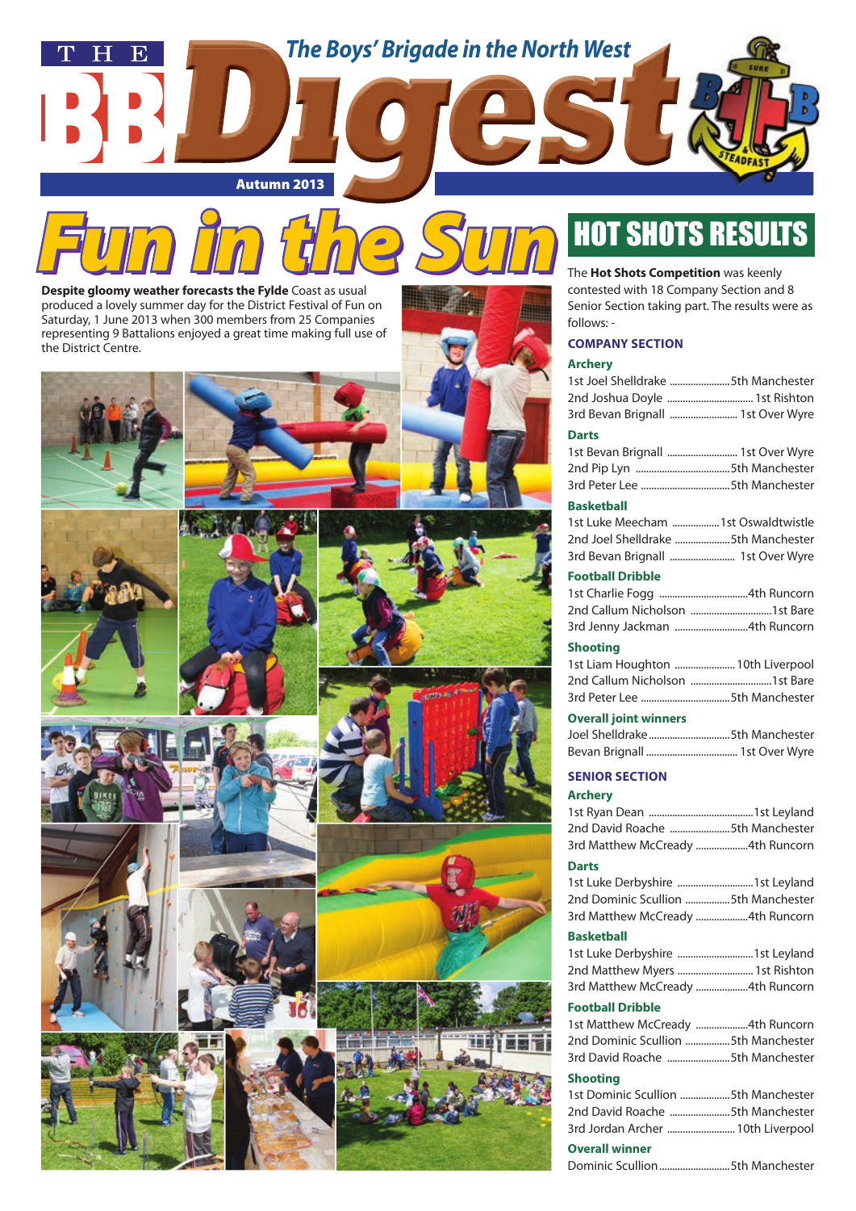# THE BB Digest

The Boys' Brigade in the North West

Autumn 2013

## Fun in the Sun

**Despite gloomy weather forecasts the Fylde** Coast as usual produced a lovely summer day for the District Festival of Fun on Saturday, 1 June 2013 when 300 members from 25 Companies representing 9 Battalions enjoyed a great time making full use of the District Centre.

## HOT SHOTS RESULTS

The **Hot Shots Competition** was keenly contested with 18 Company Section and 8 Senior Section taking part. The results were as follows: -

### COMPANY SECTION

**Archery**

- 1st Joel Shelldrake ........ 5th Manchester
- 2nd Joshua Doyle ........ 1st Rishton
- 3rd Bevan Brignall ........ 1st Over Wyre

**Darts**

- 1st Bevan Brignall ........ 1st Over Wyre
- 2nd Pip Lyn ........ 5th Manchester
- 3rd Peter Lee ........ 5th Manchester

**Basketball**

- 1st Luke Meecham ........ 1st Oswaldtwistle
- 2nd Joel Shelldrake ........ 5th Manchester
- 3rd Bevan Brignall ........ 1st Over Wyre

**Football Dribble**

- 1st Charlie Fogg ........ 4th Runcorn
- 2nd Callum Nicholson ........ 1st Bare
- 3rd Jenny Jackman ........ 4th Runcorn

**Shooting**

- 1st Liam Houghton ........ 10th Liverpool
- 2nd Callum Nicholson ........ 1st Bare
- 3rd Peter Lee ........ 5th Manchester

**Overall joint winners**

- Joel Shelldrake ........ 5th Manchester
- Bevan Brignall ........ 1st Over Wyre

### SENIOR SECTION

**Archery**

- 1st Ryan Dean ........ 1st Leyland
- 2nd David Roache ........ 5th Manchester
- 3rd Matthew McCready ........ 4th Runcorn

**Darts**

- 1st Luke Derbyshire ........ 1st Leyland
- 2nd Dominic Scullion ........ 5th Manchester
- 3rd Matthew McCready ........ 4th Runcorn

**Basketball**

- 1st Luke Derbyshire ........ 1st Leyland
- 2nd Matthew Myers ........ 1st Rishton
- 3rd Matthew McCready ........ 4th Runcorn

**Football Dribble**

- 1st Matthew McCready ........ 4th Runcorn
- 2nd Dominic Scullion ........ 5th Manchester
- 3rd David Roache ........ 5th Manchester

**Shooting**

- 1st Dominic Scullion ........ 5th Manchester
- 2nd David Roache ........ 5th Manchester
- 3rd Jordan Archer ........ 10th Liverpool

**Overall winner**

- Dominic Scullion ........ 5th Manchester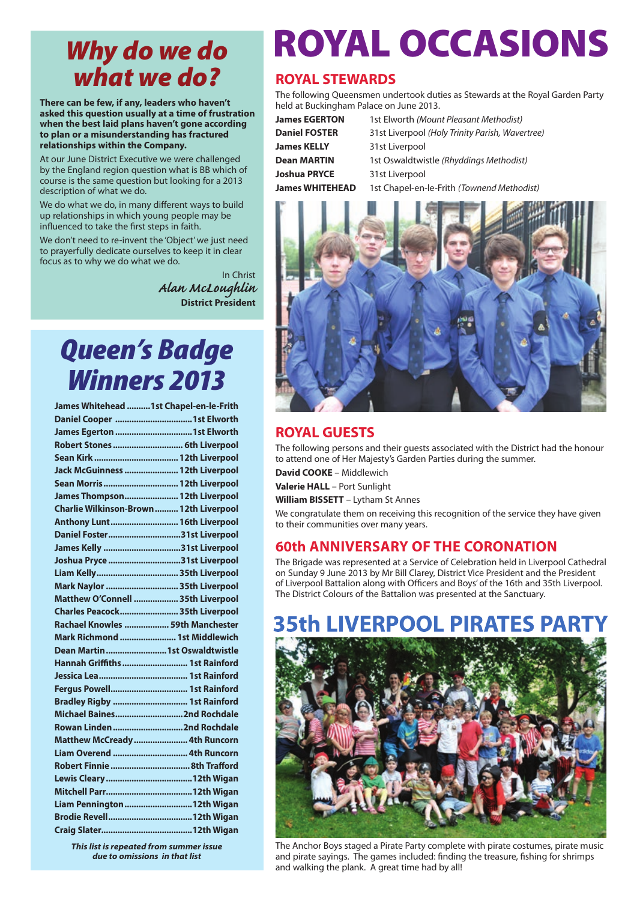## Why do we do what we do?

**There can be few, if any, leaders who haven't asked this question usually at a time of frustration when the best laid plans haven't gone according to plan or a misunderstanding has fractured relationships within the Company.**

At our June District Executive we were challenged by the England region question what is BB which of course is the same question but looking for a 2013 description of what we do.

We do what we do, in many different ways to build up relationships in which young people may be influenced to take the first steps in faith.

We don't need to re-invent the 'Object' we just need to prayerfully dedicate ourselves to keep it in clear focus as to why we do what we do.

In Christ
*Alan McLoughlin*
**District President**

## Queen's Badge Winners 2013

| | |
|---|---|
| James Whitehead | 1st Chapel-en-le-Frith |
| Daniel Cooper | 1st Elworth |
| James Egerton | 1st Elworth |
| Robert Stones | 6th Liverpool |
| Sean Kirk | 12th Liverpool |
| Jack McGuinness | 12th Liverpool |
| Sean Morris | 12th Liverpool |
| James Thompson | 12th Liverpool |
| Charlie Wilkinson-Brown | 12th Liverpool |
| Anthony Lunt | 16th Liverpool |
| Daniel Foster | 31st Liverpool |
| James Kelly | 31st Liverpool |
| Joshua Pryce | 31st Liverpool |
| Liam Kelly | 35th Liverpool |
| Mark Naylor | 35th Liverpool |
| Matthew O'Connell | 35th Liverpool |
| Charles Peacock | 35th Liverpool |
| Rachael Knowles | 59th Manchester |
| Mark Richmond | 1st Middlewich |
| Dean Martin | 1st Oswaldtwistle |
| Hannah Griffiths | 1st Rainford |
| Jessica Lea | 1st Rainford |
| Fergus Powell | 1st Rainford |
| Bradley Rigby | 1st Rainford |
| Michael Baines | 2nd Rochdale |
| Rowan Linden | 2nd Rochdale |
| Matthew McCready | 4th Runcorn |
| Liam Overend | 4th Runcorn |
| Robert Finnie | 8th Trafford |
| Lewis Cleary | 12th Wigan |
| Mitchell Parr | 12th Wigan |
| Liam Pennington | 12th Wigan |
| Brodie Revell | 12th Wigan |
| Craig Slater | 12th Wigan |

*This list is repeated from summer issue due to omissions in that list*

# ROYAL OCCASIONS

## ROYAL STEWARDS

The following Queensmen undertook duties as Stewards at the Royal Garden Party held at Buckingham Palace on June 2013.

| | |
|---|---|
| **James EGERTON** | 1st Elworth *(Mount Pleasant Methodist)* |
| **Daniel FOSTER** | 31st Liverpool *(Holy Trinity Parish, Wavertree)* |
| **James KELLY** | 31st Liverpool |
| **Dean MARTIN** | 1st Oswaldtwistle *(Rhyddings Methodist)* |
| **Joshua PRYCE** | 31st Liverpool |
| **James WHITEHEAD** | 1st Chapel-en-le-Frith *(Townend Methodist)* |

## ROYAL GUESTS

The following persons and their guests associated with the District had the honour to attend one of Her Majesty's Garden Parties during the summer.

**David COOKE** – Middlewich

**Valerie HALL** – Port Sunlight

**William BISSETT** – Lytham St Annes

We congratulate them on receiving this recognition of the service they have given to their communities over many years.

## 60th ANNIVERSARY OF THE CORONATION

The Brigade was represented at a Service of Celebration held in Liverpool Cathedral on Sunday 9 June 2013 by Mr Bill Clarey, District Vice President and the President of Liverpool Battalion along with Officers and Boys' of the 16th and 35th Liverpool. The District Colours of the Battalion was presented at the Sanctuary.

# 35th LIVERPOOL PIRATES PARTY

The Anchor Boys staged a Pirate Party complete with pirate costumes, pirate music and pirate sayings. The games included: finding the treasure, fishing for shrimps and walking the plank. A great time had by all!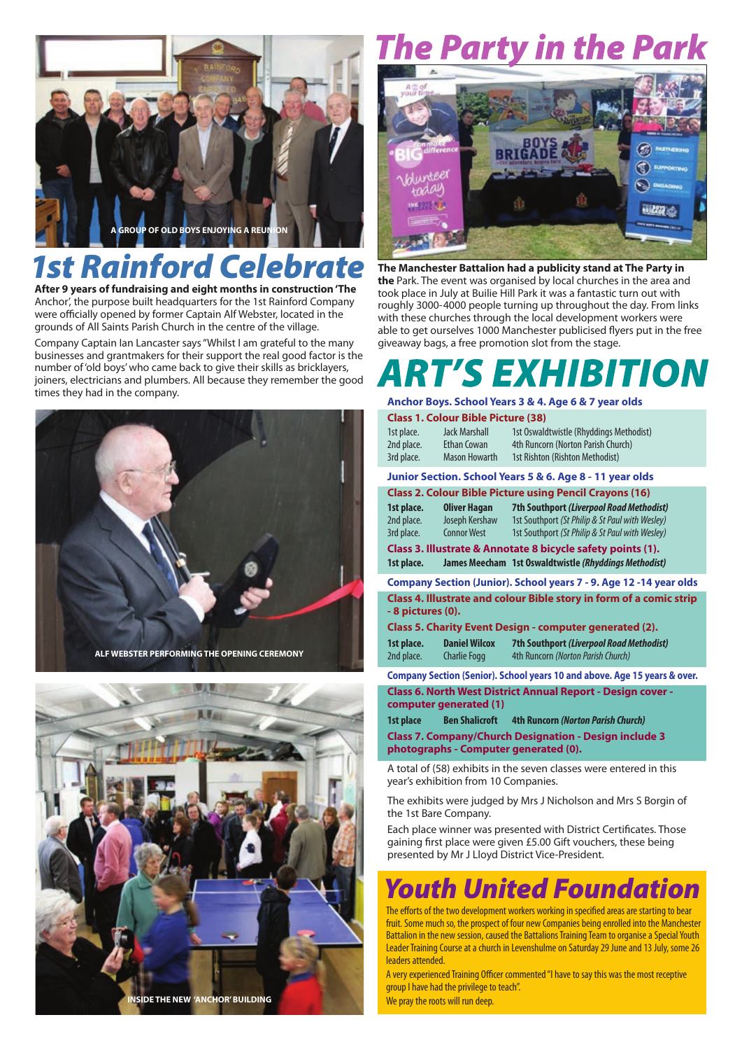A GROUP OF OLD BOYS ENJOYING A REUNION

# 1st Rainford Celebrate

**After 9 years of fundraising and eight months in construction 'The** Anchor', the purpose built headquarters for the 1st Rainford Company were officially opened by former Captain Alf Webster, located in the grounds of All Saints Parish Church in the centre of the village.

Company Captain Ian Lancaster says "Whilst I am grateful to the many businesses and grantmakers for their support the real good factor is the number of 'old boys' who came back to give their skills as bricklayers, joiners, electricians and plumbers. All because they remember the good times they had in the company.

ALF WEBSTER PERFORMING THE OPENING CEREMONY

INSIDE THE NEW 'ANCHOR' BUILDING

# The Party in the Park

**The Manchester Battalion had a publicity stand at The Party in the** Park. The event was organised by local churches in the area and took place in July at Builie Hill Park it was a fantastic turn out with roughly 3000-4000 people turning up throughout the day. From links with these churches through the local development workers were able to get ourselves 1000 Manchester publicised flyers put in the free giveaway bags, a free promotion slot from the stage.

# ART'S EXHIBITION

**Anchor Boys. School Years 3 & 4. Age 6 & 7 year olds**

**Class 1. Colour Bible Picture (38)**

| | | |
|---|---|---|
| 1st place. | Jack Marshall | 1st Oswaldtwistle (Rhyddings Methodist) |
| 2nd place. | Ethan Cowan | 4th Runcorn (Norton Parish Church) |
| 3rd place. | Mason Howarth | 1st Rishton (Rishton Methodist) |

**Junior Section. School Years 5 & 6. Age 8 - 11 year olds**

**Class 2. Colour Bible Picture using Pencil Crayons (16)**

| | | |
|---|---|---|
| **1st place.** | **Oliver Hagan** | **7th Southport *(Liverpool Road Methodist)*** |
| 2nd place. | Joseph Kershaw | 1st Southport *(St Philip & St Paul with Wesley)* |
| 3rd place. | Connor West | 1st Southport *(St Philip & St Paul with Wesley)* |

**Class 3. Illustrate & Annotate 8 bicycle safety points (1).**

| | | |
|---|---|---|
| **1st place.** | **James Meecham** | **1st Oswaldtwistle *(Rhyddings Methodist)*** |

**Company Section (Junior). School years 7 - 9. Age 12 -14 year olds**

**Class 4. Illustrate and colour Bible story in form of a comic strip - 8 pictures (0).**

**Class 5. Charity Event Design - computer generated (2).**

| | | |
|---|---|---|
| **1st place.** | **Daniel Wilcox** | **7th Southport *(Liverpool Road Methodist)*** |
| 2nd place. | Charlie Fogg | 4th Runcorn *(Norton Parish Church)* |

**Company Section (Senior). School years 10 and above. Age 15 years & over.**

**Class 6. North West District Annual Report - Design cover - computer generated (1)**

| | | |
|---|---|---|
| **1st place** | **Ben Shalicroft** | **4th Runcorn *(Norton Parish Church)*** |

**Class 7. Company/Church Designation - Design include 3 photographs - Computer generated (0).**

A total of (58) exhibits in the seven classes were entered in this year's exhibition from 10 Companies.

The exhibits were judged by Mrs J Nicholson and Mrs S Borgin of the 1st Bare Company.

Each place winner was presented with District Certificates. Those gaining first place were given £5.00 Gift vouchers, these being presented by Mr J Lloyd District Vice-President.

# Youth United Foundation

The efforts of the two development workers working in specified areas are starting to bear fruit. Some much so, the prospect of four new Companies being enrolled into the Manchester Battalion in the new session, caused the Battalions Training Team to organise a Special Youth Leader Training Course at a church in Levenshulme on Saturday 29 June and 13 July, some 26 leaders attended.

A very experienced Training Officer commented "I have to say this was the most receptive group I have had the privilege to teach".

We pray the roots will run deep.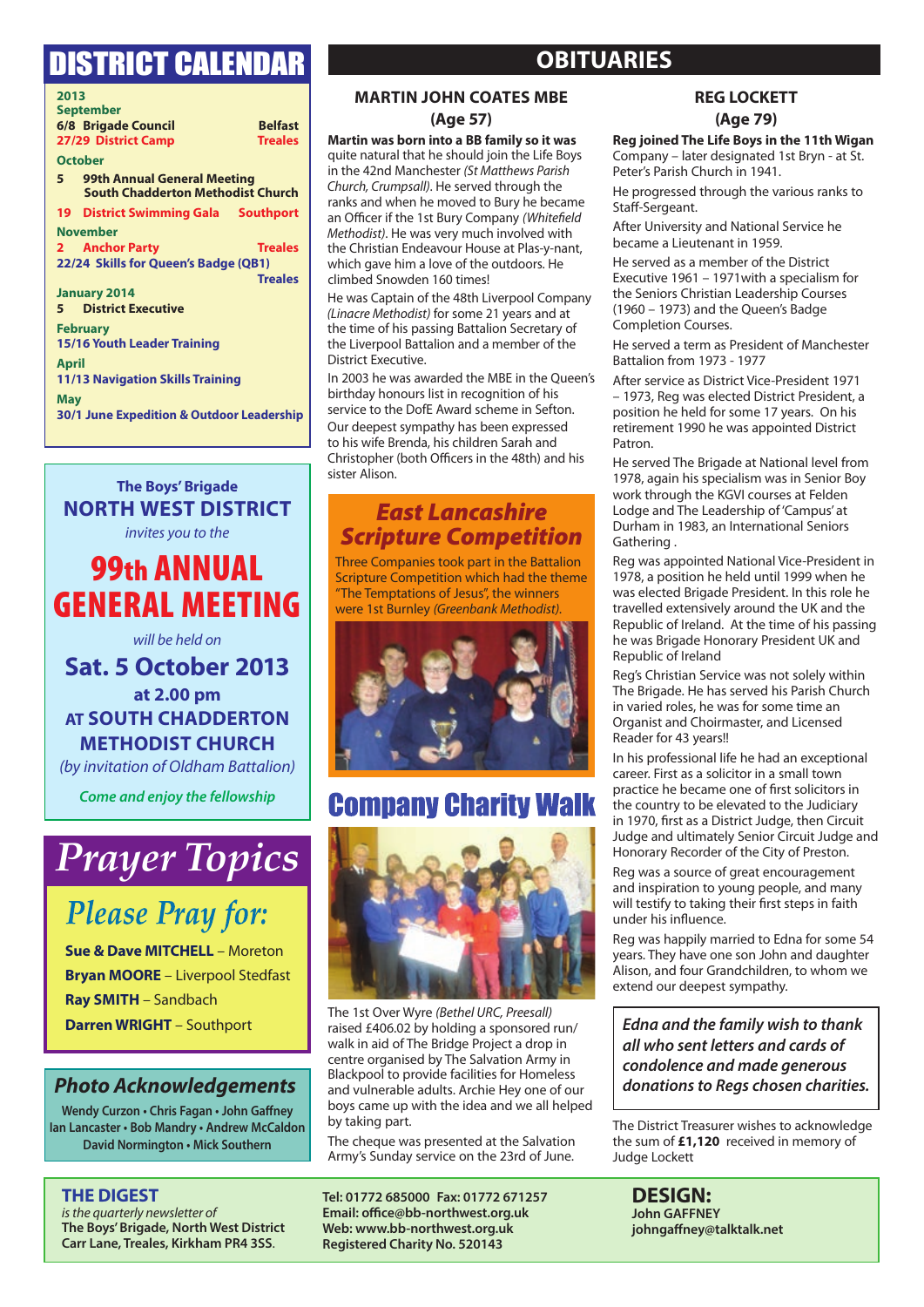# DISTRICT CALENDAR

**2013**

**September**

**6/8 Brigade Council** — **Belfast**
**27/29 District Camp** — **Treales**

**October**

**5 99th Annual General Meeting South Chadderton Methodist Church**

**19 District Swimming Gala** — **Southport**

**November**

**2 Anchor Party** — **Treales**
**22/24 Skills for Queen's Badge (QB1)** — **Treales**

**January 2014**

**5 District Executive**

**February**

**15/16 Youth Leader Training**

**April**

**11/13 Navigation Skills Training**

**May**

**30/1 June Expedition & Outdoor Leadership**

---

**The Boys' Brigade**
**NORTH WEST DISTRICT**
*invites you to the*

## 99th ANNUAL GENERAL MEETING

*will be held on*

**Sat. 5 October 2013**
**at 2.00 pm**
**AT SOUTH CHADDERTON METHODIST CHURCH**
*(by invitation of Oldham Battalion)*

*Come and enjoy the fellowship*

---

## *Prayer Topics*

### *Please Pray for:*

**Sue & Dave MITCHELL** – Moreton
**Bryan MOORE** – Liverpool Stedfast
**Ray SMITH** – Sandbach
**Darren WRIGHT** – Southport

---

### *Photo Acknowledgements*

Wendy Curzon • Chris Fagan • John Gaffney
Ian Lancaster • Bob Mandry • Andrew McCaldon
David Normington • Mick Southern

---

# OBITUARIES

### MARTIN JOHN COATES MBE
### (Age 57)

**Martin was born into a BB family so it was** quite natural that he should join the Life Boys in the 42nd Manchester *(St Matthews Parish Church, Crumpsall)*. He served through the ranks and when he moved to Bury he became an Officer if the 1st Bury Company *(Whitefield Methodist)*. He was very much involved with the Christian Endeavour House at Plas-y-nant, which gave him a love of the outdoors. He climbed Snowden 160 times!

He was Captain of the 48th Liverpool Company *(Linacre Methodist)* for some 21 years and at the time of his passing Battalion Secretary of the Liverpool Battalion and a member of the District Executive.

In 2003 he was awarded the MBE in the Queen's birthday honours list in recognition of his service to the DofE Award scheme in Sefton.

Our deepest sympathy has been expressed to his wife Brenda, his children Sarah and Christopher (both Officers in the 48th) and his sister Alison.

### REG LOCKETT
### (Age 79)

**Reg joined The Life Boys in the 11th Wigan** Company – later designated 1st Bryn - at St. Peter's Parish Church in 1941.

He progressed through the various ranks to Staff-Sergeant.

After University and National Service he became a Lieutenant in 1959.

He served as a member of the District Executive 1961 – 1971with a specialism for the Seniors Christian Leadership Courses (1960 – 1973) and the Queen's Badge Completion Courses.

He served a term as President of Manchester Battalion from 1973 - 1977

After service as District Vice-President 1971 – 1973, Reg was elected District President, a position he held for some 17 years. On his retirement 1990 he was appointed District Patron.

He served The Brigade at National level from 1978, again his specialism was in Senior Boy work through the KGVI courses at Felden Lodge and The Leadership of 'Campus' at Durham in 1983, an International Seniors Gathering .

Reg was appointed National Vice-President in 1978, a position he held until 1999 when he was elected Brigade President. In this role he travelled extensively around the UK and the Republic of Ireland. At the time of his passing he was Brigade Honorary President UK and Republic of Ireland

Reg's Christian Service was not solely within The Brigade. He has served his Parish Church in varied roles, he was for some time an Organist and Choirmaster, and Licensed Reader for 43 years!!

In his professional life he had an exceptional career. First as a solicitor in a small town practice he became one of first solicitors in the country to be elevated to the Judiciary in 1970, first as a District Judge, then Circuit Judge and ultimately Senior Circuit Judge and Honorary Recorder of the City of Preston.

Reg was a source of great encouragement and inspiration to young people, and many will testify to taking their first steps in faith under his influence.

Reg was happily married to Edna for some 54 years. They have one son John and daughter Alison, and four Grandchildren, to whom we extend our deepest sympathy.

***Edna and the family wish to thank all who sent letters and cards of condolence and made generous donations to Regs chosen charities.***

The District Treasurer wishes to acknowledge the sum of **£1,120** received in memory of Judge Lockett

---

## *East Lancashire Scripture Competition*

Three Companies took part in the Battalion Scripture Competition which had the theme "The Temptations of Jesus", the winners were 1st Burnley *(Greenbank Methodist)*.

## Company Charity Walk

The 1st Over Wyre *(Bethel URC, Preesall)* raised £406.02 by holding a sponsored run/walk in aid of The Bridge Project a drop in centre organised by The Salvation Army in Blackpool to provide facilities for Homeless and vulnerable adults. Archie Hey one of our boys came up with the idea and we all helped by taking part.

The cheque was presented at the Salvation Army's Sunday service on the 23rd of June.

---

**THE DIGEST**
*is the quarterly newsletter of*
**The Boys' Brigade, North West District**
**Carr Lane, Treales, Kirkham PR4 3SS**.

**Tel: 01772 685000 Fax: 01772 671257**
**Email: office@bb-northwest.org.uk**
**Web: www.bb-northwest.org.uk**
**Registered Charity No. 520143**

**DESIGN:**
**John GAFFNEY**
**johngaffney@talktalk.net**